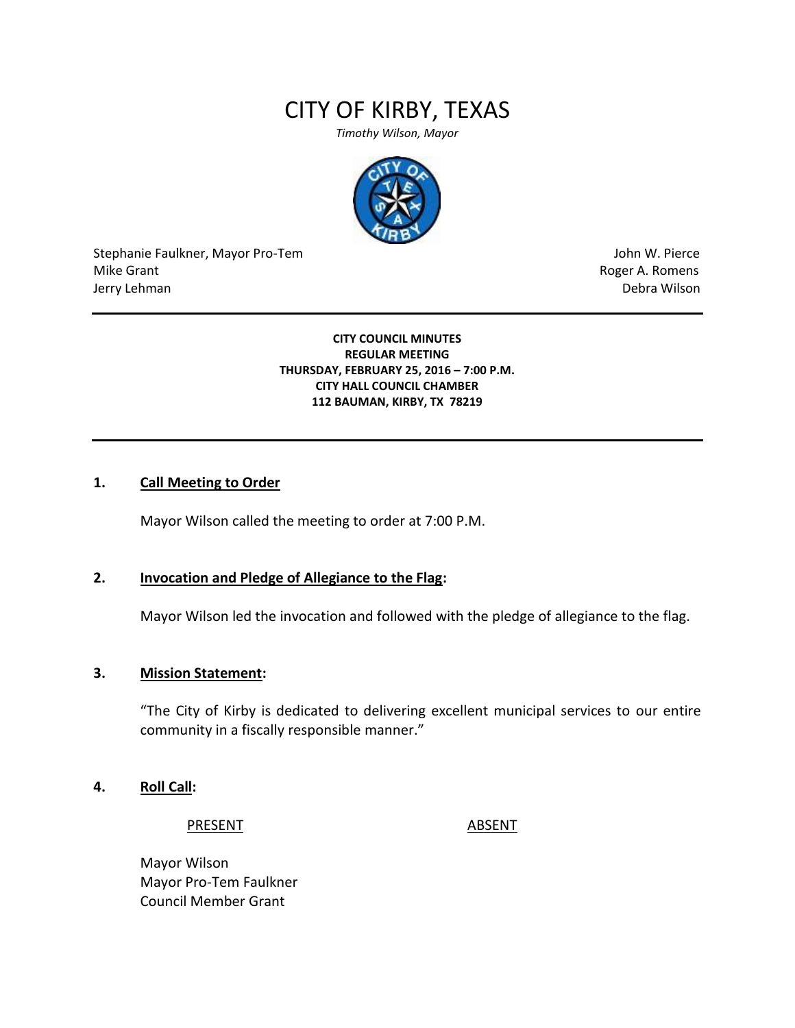# CITY OF KIRBY, TEXAS

*Timothy Wilson, Mayor*

Stephanie Faulkner, Mayor Pro-Tem
Mike Grant
Jerry Lehman

John W. Pierce
Roger A. Romens
Debra Wilson

---

**CITY COUNCIL MINUTES**
**REGULAR MEETING**
**THURSDAY, FEBRUARY 25, 2016 – 7:00 P.M.**
**CITY HALL COUNCIL CHAMBER**
**112 BAUMAN, KIRBY, TX 78219**

---

## 1. Call Meeting to Order

Mayor Wilson called the meeting to order at 7:00 P.M.

## 2. Invocation and Pledge of Allegiance to the Flag:

Mayor Wilson led the invocation and followed with the pledge of allegiance to the flag.

## 3. Mission Statement:

"The City of Kirby is dedicated to delivering excellent municipal services to our entire community in a fiscally responsible manner."

## 4. Roll Call:

| PRESENT | ABSENT |
|---|---|
| Mayor Wilson | |
| Mayor Pro-Tem Faulkner | |
| Council Member Grant | |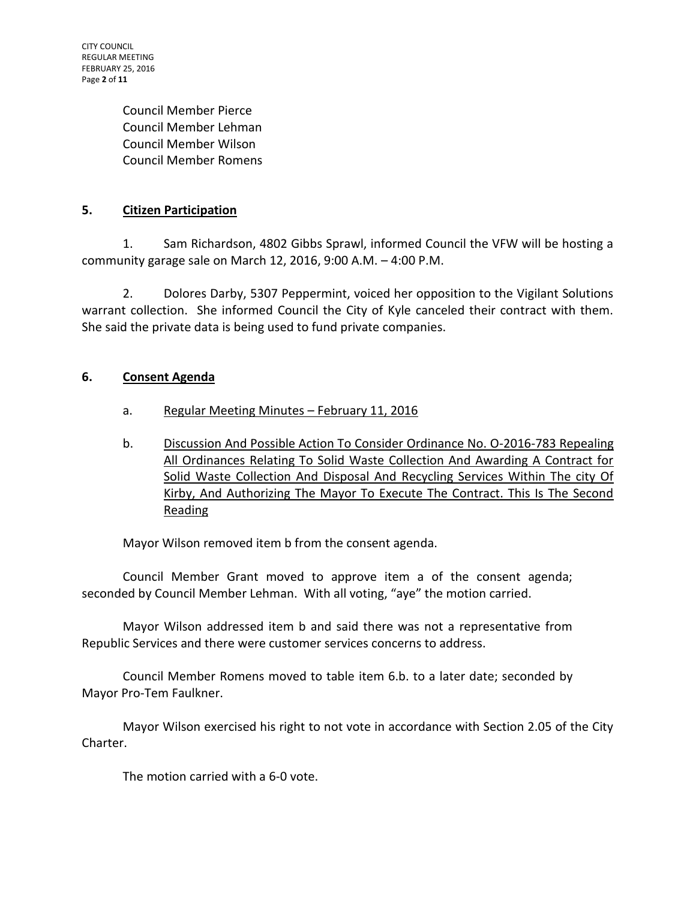Council Member Pierce
Council Member Lehman
Council Member Wilson
Council Member Romens

## 5. Citizen Participation

1. Sam Richardson, 4802 Gibbs Sprawl, informed Council the VFW will be hosting a community garage sale on March 12, 2016, 9:00 A.M. – 4:00 P.M.

2. Dolores Darby, 5307 Peppermint, voiced her opposition to the Vigilant Solutions warrant collection. She informed Council the City of Kyle canceled their contract with them. She said the private data is being used to fund private companies.

## 6. Consent Agenda

a. Regular Meeting Minutes – February 11, 2016

b. Discussion And Possible Action To Consider Ordinance No. O-2016-783 Repealing All Ordinances Relating To Solid Waste Collection And Awarding A Contract for Solid Waste Collection And Disposal And Recycling Services Within The city Of Kirby, And Authorizing The Mayor To Execute The Contract. This Is The Second Reading

Mayor Wilson removed item b from the consent agenda.

Council Member Grant moved to approve item a of the consent agenda; seconded by Council Member Lehman. With all voting, "aye" the motion carried.

Mayor Wilson addressed item b and said there was not a representative from Republic Services and there were customer services concerns to address.

Council Member Romens moved to table item 6.b. to a later date; seconded by Mayor Pro-Tem Faulkner.

Mayor Wilson exercised his right to not vote in accordance with Section 2.05 of the City Charter.

The motion carried with a 6-0 vote.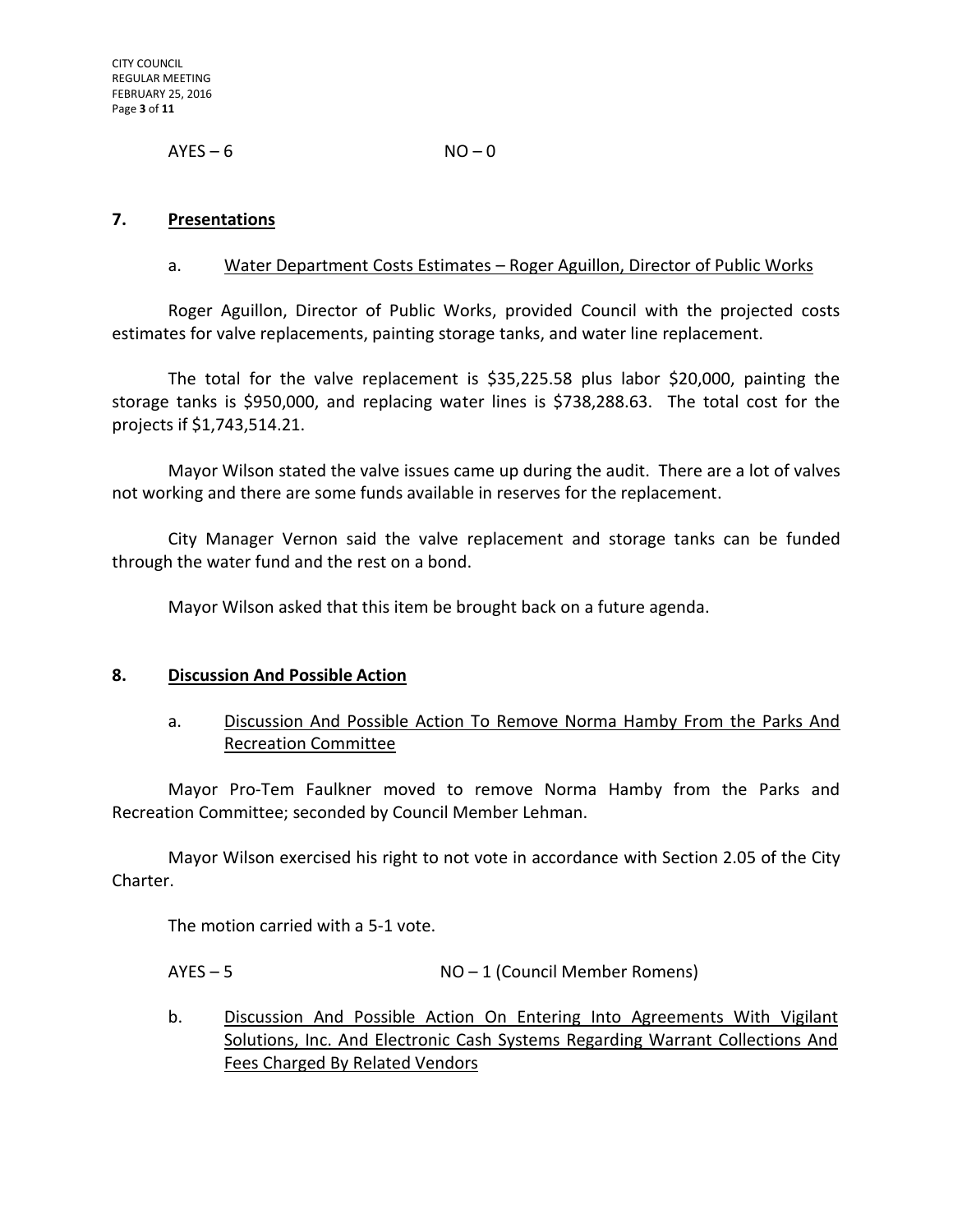AYES – 6 NO – 0

## 7. Presentations

a. Water Department Costs Estimates – Roger Aguillon, Director of Public Works

Roger Aguillon, Director of Public Works, provided Council with the projected costs estimates for valve replacements, painting storage tanks, and water line replacement.

The total for the valve replacement is $35,225.58 plus labor $20,000, painting the storage tanks is $950,000, and replacing water lines is $738,288.63. The total cost for the projects if $1,743,514.21.

Mayor Wilson stated the valve issues came up during the audit. There are a lot of valves not working and there are some funds available in reserves for the replacement.

City Manager Vernon said the valve replacement and storage tanks can be funded through the water fund and the rest on a bond.

Mayor Wilson asked that this item be brought back on a future agenda.

## 8. Discussion And Possible Action

a. Discussion And Possible Action To Remove Norma Hamby From the Parks And Recreation Committee

Mayor Pro-Tem Faulkner moved to remove Norma Hamby from the Parks and Recreation Committee; seconded by Council Member Lehman.

Mayor Wilson exercised his right to not vote in accordance with Section 2.05 of the City Charter.

The motion carried with a 5-1 vote.

AYES – 5 NO – 1 (Council Member Romens)

b. Discussion And Possible Action On Entering Into Agreements With Vigilant Solutions, Inc. And Electronic Cash Systems Regarding Warrant Collections And Fees Charged By Related Vendors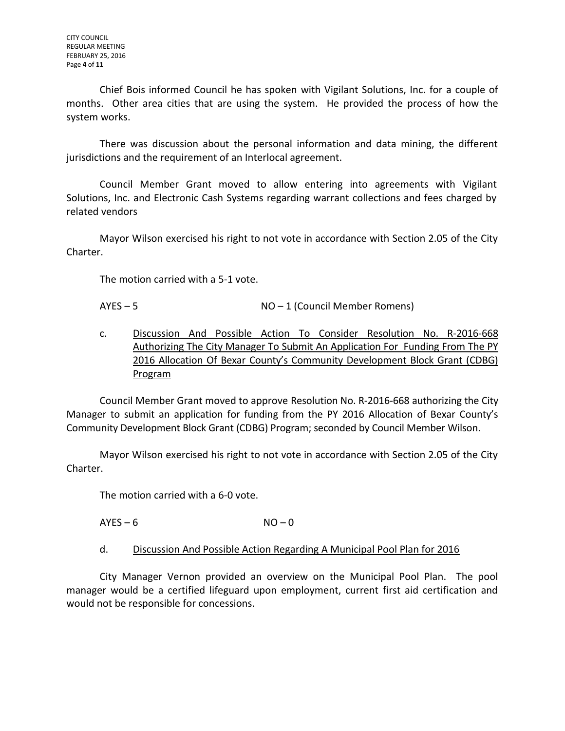Chief Bois informed Council he has spoken with Vigilant Solutions, Inc. for a couple of months. Other area cities that are using the system. He provided the process of how the system works.

There was discussion about the personal information and data mining, the different jurisdictions and the requirement of an Interlocal agreement.

Council Member Grant moved to allow entering into agreements with Vigilant Solutions, Inc. and Electronic Cash Systems regarding warrant collections and fees charged by related vendors

Mayor Wilson exercised his right to not vote in accordance with Section 2.05 of the City Charter.

The motion carried with a 5-1 vote.

AYES – 5 NO – 1 (Council Member Romens)

c. Discussion And Possible Action To Consider Resolution No. R-2016-668 Authorizing The City Manager To Submit An Application For Funding From The PY 2016 Allocation Of Bexar County's Community Development Block Grant (CDBG) Program

Council Member Grant moved to approve Resolution No. R-2016-668 authorizing the City Manager to submit an application for funding from the PY 2016 Allocation of Bexar County's Community Development Block Grant (CDBG) Program; seconded by Council Member Wilson.

Mayor Wilson exercised his right to not vote in accordance with Section 2.05 of the City Charter.

The motion carried with a 6-0 vote.

AYES – 6 NO – 0

d. Discussion And Possible Action Regarding A Municipal Pool Plan for 2016

City Manager Vernon provided an overview on the Municipal Pool Plan. The pool manager would be a certified lifeguard upon employment, current first aid certification and would not be responsible for concessions.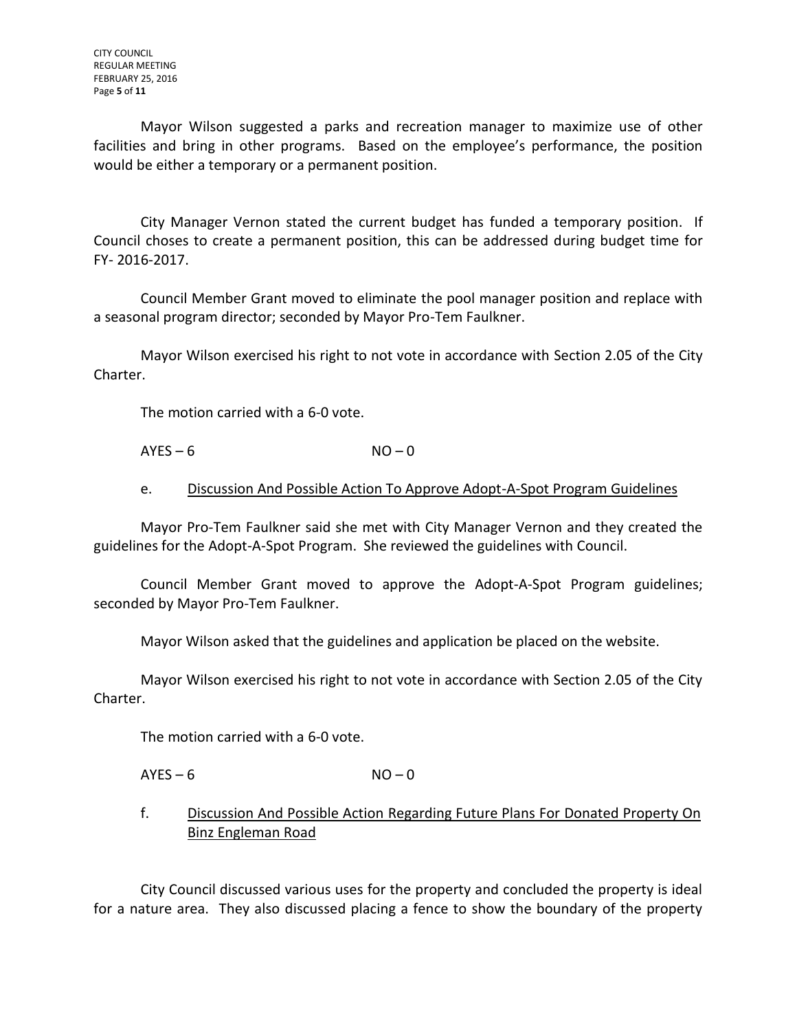Mayor Wilson suggested a parks and recreation manager to maximize use of other facilities and bring in other programs. Based on the employee's performance, the position would be either a temporary or a permanent position.

City Manager Vernon stated the current budget has funded a temporary position. If Council choses to create a permanent position, this can be addressed during budget time for FY- 2016-2017.

Council Member Grant moved to eliminate the pool manager position and replace with a seasonal program director; seconded by Mayor Pro-Tem Faulkner.

Mayor Wilson exercised his right to not vote in accordance with Section 2.05 of the City Charter.

The motion carried with a 6-0 vote.

AYES – 6 NO – 0

e. Discussion And Possible Action To Approve Adopt-A-Spot Program Guidelines

Mayor Pro-Tem Faulkner said she met with City Manager Vernon and they created the guidelines for the Adopt-A-Spot Program. She reviewed the guidelines with Council.

Council Member Grant moved to approve the Adopt-A-Spot Program guidelines; seconded by Mayor Pro-Tem Faulkner.

Mayor Wilson asked that the guidelines and application be placed on the website.

Mayor Wilson exercised his right to not vote in accordance with Section 2.05 of the City Charter.

The motion carried with a 6-0 vote.

AYES – 6 NO – 0

f. Discussion And Possible Action Regarding Future Plans For Donated Property On Binz Engleman Road

City Council discussed various uses for the property and concluded the property is ideal for a nature area. They also discussed placing a fence to show the boundary of the property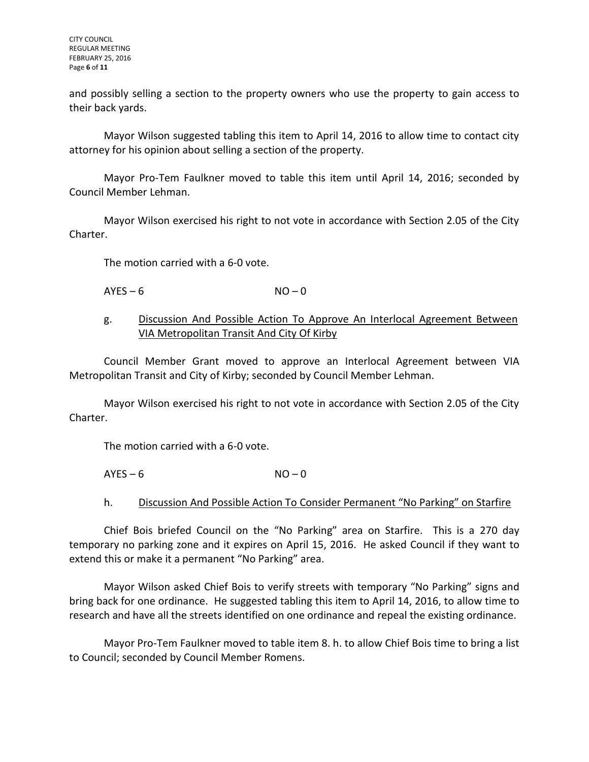and possibly selling a section to the property owners who use the property to gain access to their back yards.

Mayor Wilson suggested tabling this item to April 14, 2016 to allow time to contact city attorney for his opinion about selling a section of the property.

Mayor Pro-Tem Faulkner moved to table this item until April 14, 2016; seconded by Council Member Lehman.

Mayor Wilson exercised his right to not vote in accordance with Section 2.05 of the City Charter.

The motion carried with a 6-0 vote.

AYES – 6 NO – 0

g. Discussion And Possible Action To Approve An Interlocal Agreement Between VIA Metropolitan Transit And City Of Kirby

Council Member Grant moved to approve an Interlocal Agreement between VIA Metropolitan Transit and City of Kirby; seconded by Council Member Lehman.

Mayor Wilson exercised his right to not vote in accordance with Section 2.05 of the City Charter.

The motion carried with a 6-0 vote.

AYES – 6 NO – 0

h. Discussion And Possible Action To Consider Permanent "No Parking" on Starfire

Chief Bois briefed Council on the "No Parking" area on Starfire. This is a 270 day temporary no parking zone and it expires on April 15, 2016. He asked Council if they want to extend this or make it a permanent "No Parking" area.

Mayor Wilson asked Chief Bois to verify streets with temporary "No Parking" signs and bring back for one ordinance. He suggested tabling this item to April 14, 2016, to allow time to research and have all the streets identified on one ordinance and repeal the existing ordinance.

Mayor Pro-Tem Faulkner moved to table item 8. h. to allow Chief Bois time to bring a list to Council; seconded by Council Member Romens.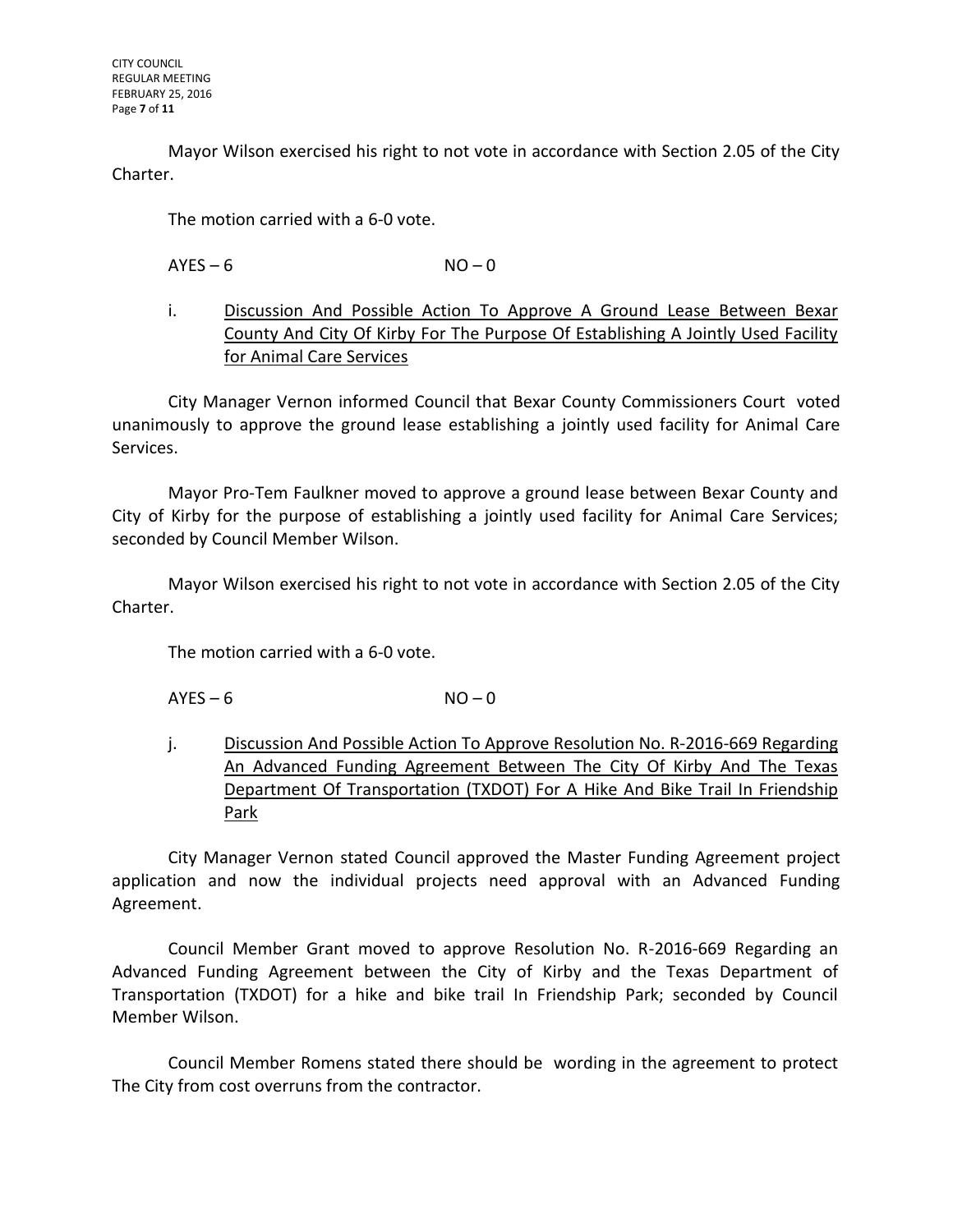Mayor Wilson exercised his right to not vote in accordance with Section 2.05 of the City Charter.

The motion carried with a 6-0 vote.

AYES – 6 NO – 0

i. Discussion And Possible Action To Approve A Ground Lease Between Bexar County And City Of Kirby For The Purpose Of Establishing A Jointly Used Facility for Animal Care Services

City Manager Vernon informed Council that Bexar County Commissioners Court voted unanimously to approve the ground lease establishing a jointly used facility for Animal Care Services.

Mayor Pro-Tem Faulkner moved to approve a ground lease between Bexar County and City of Kirby for the purpose of establishing a jointly used facility for Animal Care Services; seconded by Council Member Wilson.

Mayor Wilson exercised his right to not vote in accordance with Section 2.05 of the City Charter.

The motion carried with a 6-0 vote.

AYES – 6 NO – 0

j. Discussion And Possible Action To Approve Resolution No. R-2016-669 Regarding An Advanced Funding Agreement Between The City Of Kirby And The Texas Department Of Transportation (TXDOT) For A Hike And Bike Trail In Friendship Park

City Manager Vernon stated Council approved the Master Funding Agreement project application and now the individual projects need approval with an Advanced Funding Agreement.

Council Member Grant moved to approve Resolution No. R-2016-669 Regarding an Advanced Funding Agreement between the City of Kirby and the Texas Department of Transportation (TXDOT) for a hike and bike trail In Friendship Park; seconded by Council Member Wilson.

Council Member Romens stated there should be wording in the agreement to protect The City from cost overruns from the contractor.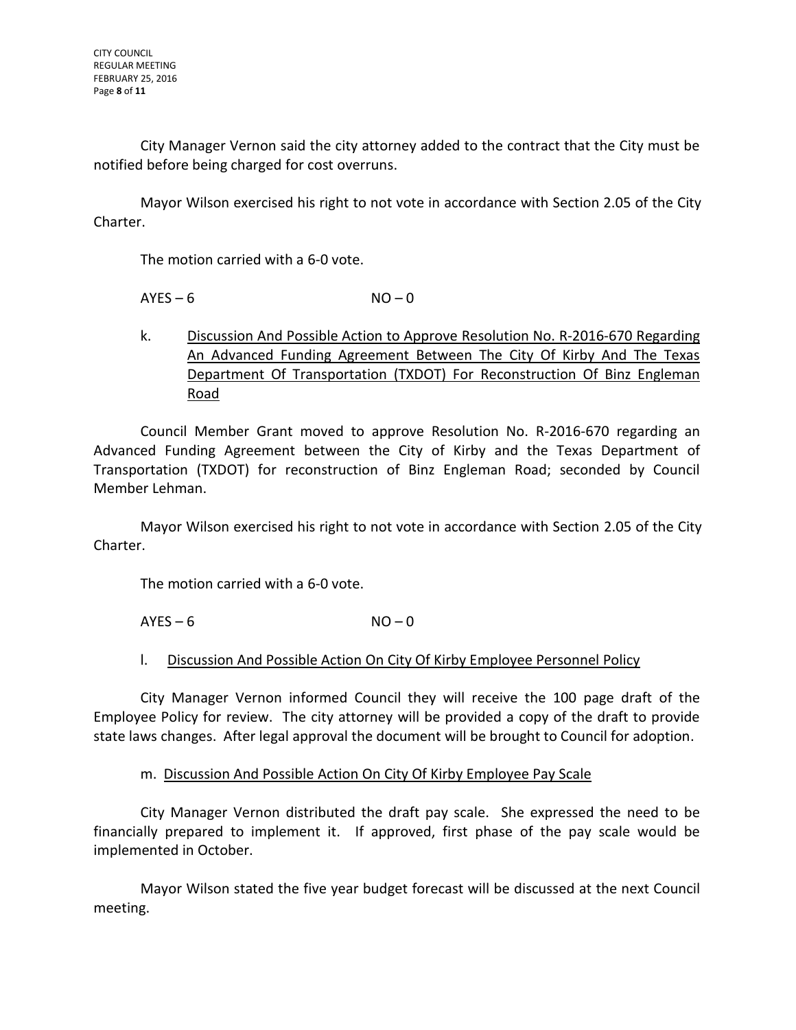City Manager Vernon said the city attorney added to the contract that the City must be notified before being charged for cost overruns.

Mayor Wilson exercised his right to not vote in accordance with Section 2.05 of the City Charter.

The motion carried with a 6-0 vote.

AYES – 6 NO – 0

k. Discussion And Possible Action to Approve Resolution No. R-2016-670 Regarding An Advanced Funding Agreement Between The City Of Kirby And The Texas Department Of Transportation (TXDOT) For Reconstruction Of Binz Engleman Road

Council Member Grant moved to approve Resolution No. R-2016-670 regarding an Advanced Funding Agreement between the City of Kirby and the Texas Department of Transportation (TXDOT) for reconstruction of Binz Engleman Road; seconded by Council Member Lehman.

Mayor Wilson exercised his right to not vote in accordance with Section 2.05 of the City Charter.

The motion carried with a 6-0 vote.

AYES – 6 NO – 0

l. Discussion And Possible Action On City Of Kirby Employee Personnel Policy

City Manager Vernon informed Council they will receive the 100 page draft of the Employee Policy for review. The city attorney will be provided a copy of the draft to provide state laws changes. After legal approval the document will be brought to Council for adoption.

m. Discussion And Possible Action On City Of Kirby Employee Pay Scale

City Manager Vernon distributed the draft pay scale. She expressed the need to be financially prepared to implement it. If approved, first phase of the pay scale would be implemented in October.

Mayor Wilson stated the five year budget forecast will be discussed at the next Council meeting.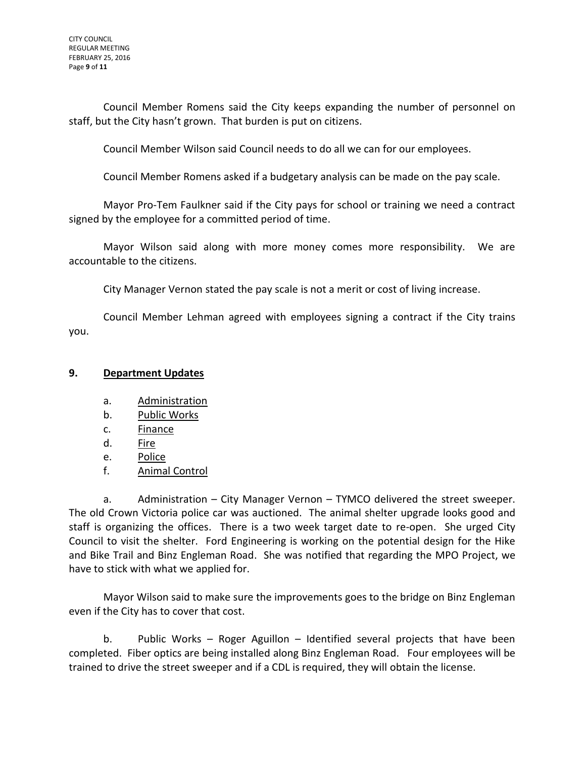Council Member Romens said the City keeps expanding the number of personnel on staff, but the City hasn't grown. That burden is put on citizens.

Council Member Wilson said Council needs to do all we can for our employees.

Council Member Romens asked if a budgetary analysis can be made on the pay scale.

Mayor Pro-Tem Faulkner said if the City pays for school or training we need a contract signed by the employee for a committed period of time.

Mayor Wilson said along with more money comes more responsibility. We are accountable to the citizens.

City Manager Vernon stated the pay scale is not a merit or cost of living increase.

Council Member Lehman agreed with employees signing a contract if the City trains you.

## 9. Department Updates

a. Administration
b. Public Works
c. Finance
d. Fire
e. Police
f. Animal Control

a. Administration – City Manager Vernon – TYMCO delivered the street sweeper. The old Crown Victoria police car was auctioned. The animal shelter upgrade looks good and staff is organizing the offices. There is a two week target date to re-open. She urged City Council to visit the shelter. Ford Engineering is working on the potential design for the Hike and Bike Trail and Binz Engleman Road. She was notified that regarding the MPO Project, we have to stick with what we applied for.

Mayor Wilson said to make sure the improvements goes to the bridge on Binz Engleman even if the City has to cover that cost.

b. Public Works – Roger Aguillon – Identified several projects that have been completed. Fiber optics are being installed along Binz Engleman Road. Four employees will be trained to drive the street sweeper and if a CDL is required, they will obtain the license.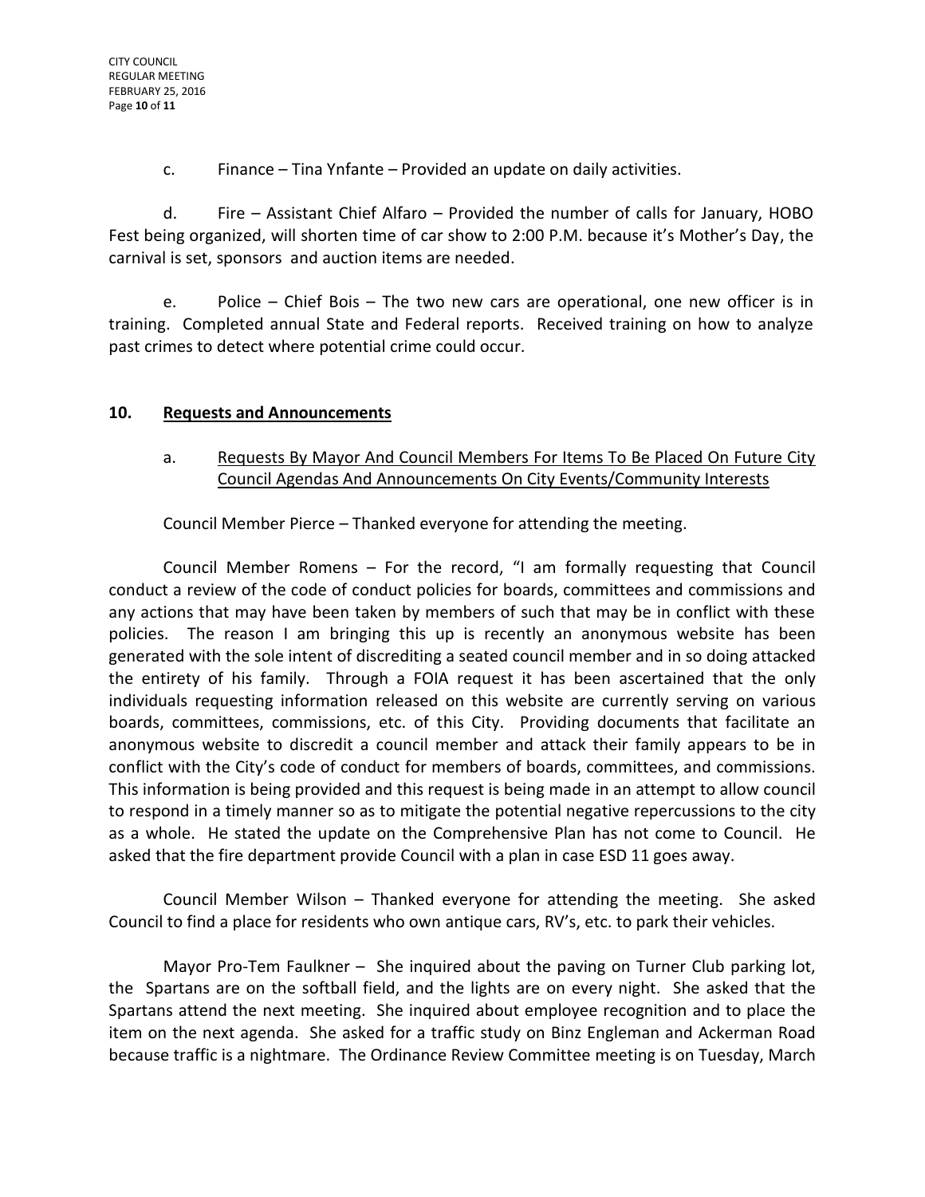c. Finance – Tina Ynfante – Provided an update on daily activities.

d. Fire – Assistant Chief Alfaro – Provided the number of calls for January, HOBO Fest being organized, will shorten time of car show to 2:00 P.M. because it's Mother's Day, the carnival is set, sponsors and auction items are needed.

e. Police – Chief Bois – The two new cars are operational, one new officer is in training. Completed annual State and Federal reports. Received training on how to analyze past crimes to detect where potential crime could occur.

## 10. <u>Requests and Announcements</u>

a. <u>Requests By Mayor And Council Members For Items To Be Placed On Future City Council Agendas And Announcements On City Events/Community Interests</u>

Council Member Pierce – Thanked everyone for attending the meeting.

Council Member Romens – For the record, "I am formally requesting that Council conduct a review of the code of conduct policies for boards, committees and commissions and any actions that may have been taken by members of such that may be in conflict with these policies. The reason I am bringing this up is recently an anonymous website has been generated with the sole intent of discrediting a seated council member and in so doing attacked the entirety of his family. Through a FOIA request it has been ascertained that the only individuals requesting information released on this website are currently serving on various boards, committees, commissions, etc. of this City. Providing documents that facilitate an anonymous website to discredit a council member and attack their family appears to be in conflict with the City's code of conduct for members of boards, committees, and commissions. This information is being provided and this request is being made in an attempt to allow council to respond in a timely manner so as to mitigate the potential negative repercussions to the city as a whole. He stated the update on the Comprehensive Plan has not come to Council. He asked that the fire department provide Council with a plan in case ESD 11 goes away.

Council Member Wilson – Thanked everyone for attending the meeting. She asked Council to find a place for residents who own antique cars, RV's, etc. to park their vehicles.

Mayor Pro-Tem Faulkner – She inquired about the paving on Turner Club parking lot, the Spartans are on the softball field, and the lights are on every night. She asked that the Spartans attend the next meeting. She inquired about employee recognition and to place the item on the next agenda. She asked for a traffic study on Binz Engleman and Ackerman Road because traffic is a nightmare. The Ordinance Review Committee meeting is on Tuesday, March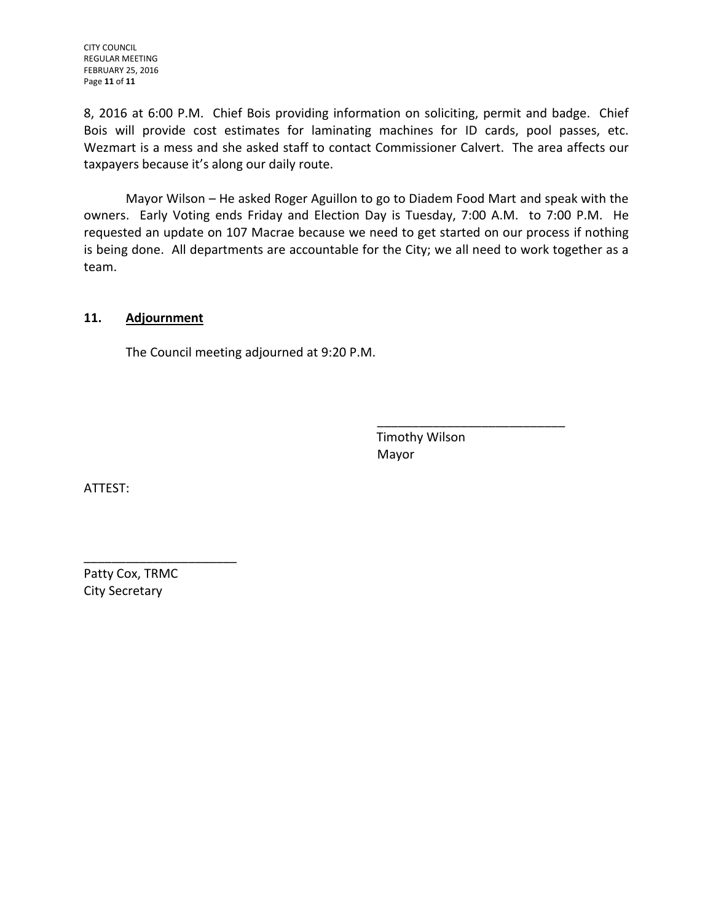8, 2016 at 6:00 P.M. Chief Bois providing information on soliciting, permit and badge. Chief Bois will provide cost estimates for laminating machines for ID cards, pool passes, etc. Wezmart is a mess and she asked staff to contact Commissioner Calvert. The area affects our taxpayers because it's along our daily route.

Mayor Wilson – He asked Roger Aguillon to go to Diadem Food Mart and speak with the owners. Early Voting ends Friday and Election Day is Tuesday, 7:00 A.M. to 7:00 P.M. He requested an update on 107 Macrae because we need to get started on our process if nothing is being done. All departments are accountable for the City; we all need to work together as a team.

## 11. Adjournment

The Council meeting adjourned at 9:20 P.M.

\_\_\_\_\_\_\_\_\_\_\_\_\_\_\_\_\_\_\_\_\_\_\_\_\_\_\_
Timothy Wilson
Mayor

ATTEST:

\_\_\_\_\_\_\_\_\_\_\_\_\_\_\_\_\_\_\_\_\_\_
Patty Cox, TRMC
City Secretary